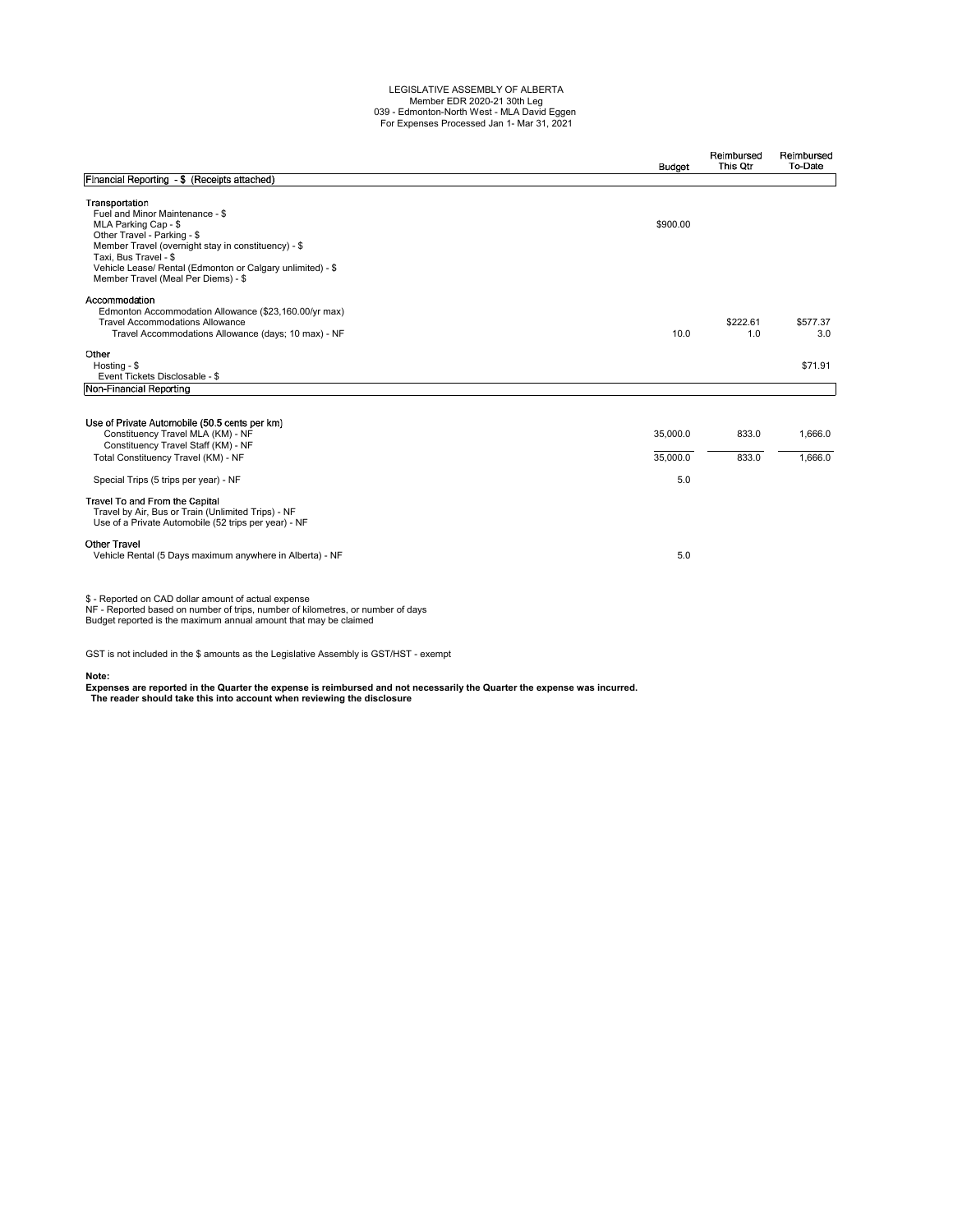# LEGISLATIVE ASSEMBLY OF ALBERTA

Member EDR 2020-21 30th Leg
039 - Edmonton-North West - MLA David Eggen
For Expenses Processed Jan 1- Mar 31, 2021

| | Budget | Reimbursed This Qtr | Reimbursed To-Date |
|---|---|---|---|
| **Financial Reporting - $ (Receipts attached)** | | | |
| **Transportation** | | | |
| Fuel and Minor Maintenance - $ | | | |
| MLA Parking Cap - $ | $900.00 | | |
| Other Travel - Parking - $ | | | |
| Member Travel (overnight stay in constituency) - $ | | | |
| Taxi, Bus Travel - $ | | | |
| Vehicle Lease/ Rental (Edmonton or Calgary unlimited) - $ | | | |
| Member Travel (Meal Per Diems) - $ | | | |
| **Accommodation** | | | |
| Edmonton Accommodation Allowance ($23,160.00/yr max) | | | |
| Travel Accommodations Allowance | | $222.61 | $577.37 |
| Travel Accommodations Allowance (days; 10 max) - NF | 10.0 | 1.0 | 3.0 |
| **Other** | | | |
| Hosting - $ | | | $71.91 |
| Event Tickets Disclosable - $ | | | |
| **Non-Financial Reporting** | | | |
| **Use of Private Automobile (50.5 cents per km)** | | | |
| Constituency Travel MLA (KM) - NF | 35,000.0 | 833.0 | 1,666.0 |
| Constituency Travel Staff (KM) - NF | | | |
| Total Constituency Travel (KM) - NF | 35,000.0 | 833.0 | 1,666.0 |
| Special Trips (5 trips per year) - NF | 5.0 | | |
| **Travel To and From the Capital** | | | |
| Travel by Air, Bus or Train (Unlimited Trips) - NF | | | |
| Use of a Private Automobile (52 trips per year) - NF | | | |
| **Other Travel** | | | |
| Vehicle Rental (5 Days maximum anywhere in Alberta) - NF | 5.0 | | |

$ - Reported on CAD dollar amount of actual expense
NF - Reported based on number of trips, number of kilometres, or number of days
Budget reported is the maximum annual amount that may be claimed

GST is not included in the $ amounts as the Legislative Assembly is GST/HST - exempt

**Note:**
**Expenses are reported in the Quarter the expense is reimbursed and not necessarily the Quarter the expense was incurred.**
**The reader should take this into account when reviewing the disclosure**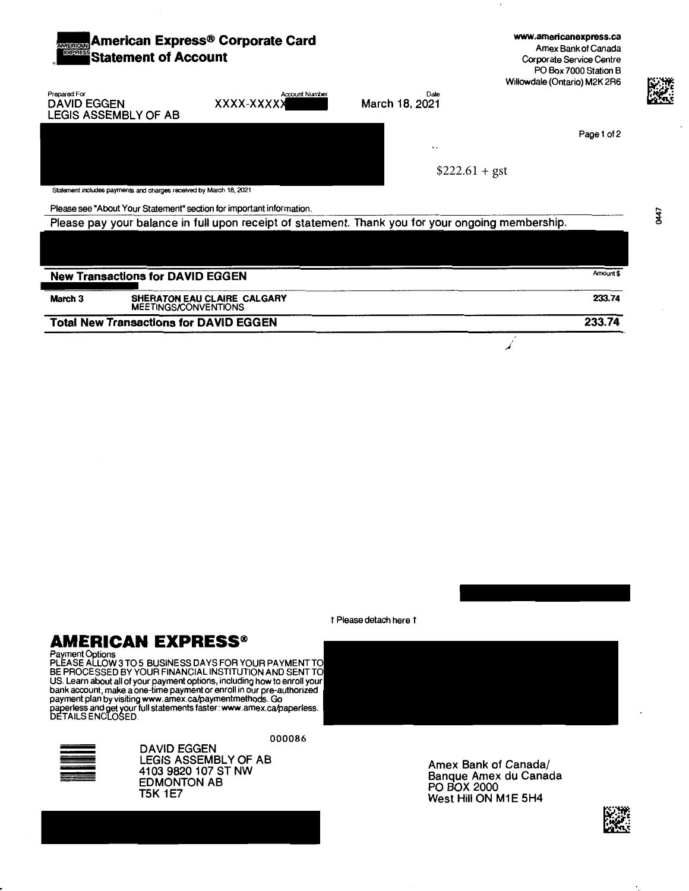# American Express® Corporate Card Statement of Account

www.americanexpress.ca
Amex Bank of Canada
Corporate Service Centre
PO Box 7000 Station B
Willowdale (Ontario) M2K 2R6

| Prepared For | Account Number | Date |
| --- | --- | --- |
| DAVID EGGEN<br>LEGIS ASSEMBLY OF AB | XXXX-XXXXX | March 18, 2021 |

$222.61 + gst

Statement includes payments and charges received by March 18, 2021

Please see "About Your Statement" section for important information.

Please pay your balance in full upon receipt of statement. Thank you for your ongoing membership.

## New Transactions for DAVID EGGEN

| Date | Description | Amount $ |
| --- | --- | --- |
| March 3 | SHERATON EAU CLAIRE CALGARY<br>MEETINGS/CONVENTIONS | 233.74 |
| **Total New Transactions for DAVID EGGEN** | | **233.74** |

↑ Please detach here ↑

## AMERICAN EXPRESS®

Payment Options
PLEASE ALLOW 3 TO 5 BUSINESS DAYS FOR YOUR PAYMENT TO BE PROCESSED BY YOUR FINANCIAL INSTITUTION AND SENT TO US. Learn about all of your payment options, including how to enroll your bank account, make a one-time payment or enroll in our pre-authorized payment plan by visiting www.amex.ca/paymentmethods. Go paperless and get your full statements faster: www.amex.ca/paperless. DETAILS ENCLOSED.

000086

DAVID EGGEN
LEGIS ASSEMBLY OF AB
4103 9820 107 ST NW
EDMONTON AB
T5K 1E7

Amex Bank of Canada/
Banque Amex du Canada
PO BOX 2000
West Hill ON M1E 5H4